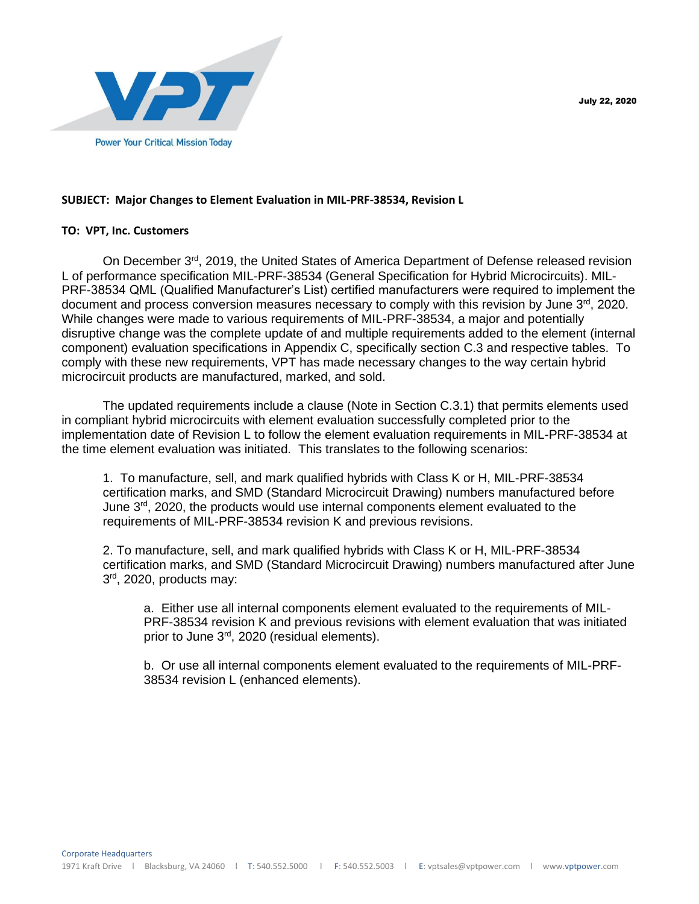Power Your Critical Mission Today

July 22, 2020

**SUBJECT: Major Changes to Element Evaluation in MIL-PRF-38534, Revision L**

**TO: VPT, Inc. Customers**

On December 3rd, 2019, the United States of America Department of Defense released revision L of performance specification MIL-PRF-38534 (General Specification for Hybrid Microcircuits). MIL-PRF-38534 QML (Qualified Manufacturer's List) certified manufacturers were required to implement the document and process conversion measures necessary to comply with this revision by June 3rd, 2020. While changes were made to various requirements of MIL-PRF-38534, a major and potentially disruptive change was the complete update of and multiple requirements added to the element (internal component) evaluation specifications in Appendix C, specifically section C.3 and respective tables. To comply with these new requirements, VPT has made necessary changes to the way certain hybrid microcircuit products are manufactured, marked, and sold.

The updated requirements include a clause (Note in Section C.3.1) that permits elements used in compliant hybrid microcircuits with element evaluation successfully completed prior to the implementation date of Revision L to follow the element evaluation requirements in MIL-PRF-38534 at the time element evaluation was initiated. This translates to the following scenarios:

1. To manufacture, sell, and mark qualified hybrids with Class K or H, MIL-PRF-38534 certification marks, and SMD (Standard Microcircuit Drawing) numbers manufactured before June 3rd, 2020, the products would use internal components element evaluated to the requirements of MIL-PRF-38534 revision K and previous revisions.

2. To manufacture, sell, and mark qualified hybrids with Class K or H, MIL-PRF-38534 certification marks, and SMD (Standard Microcircuit Drawing) numbers manufactured after June 3rd, 2020, products may:

   a. Either use all internal components element evaluated to the requirements of MIL-PRF-38534 revision K and previous revisions with element evaluation that was initiated prior to June 3rd, 2020 (residual elements).

   b. Or use all internal components element evaluated to the requirements of MIL-PRF-38534 revision L (enhanced elements).

Corporate Headquarters
1971 Kraft Drive | Blacksburg, VA 24060 | T: 540.552.5000 | F: 540.552.5003 | E: vptsales@vptpower.com | www.vptpower.com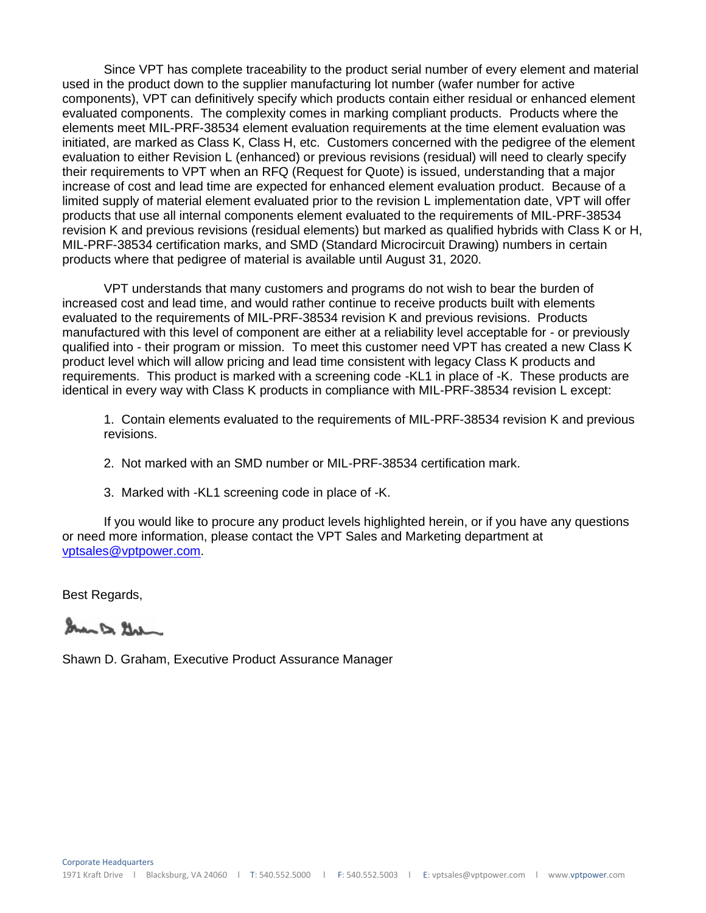Since VPT has complete traceability to the product serial number of every element and material used in the product down to the supplier manufacturing lot number (wafer number for active components), VPT can definitively specify which products contain either residual or enhanced element evaluated components. The complexity comes in marking compliant products. Products where the elements meet MIL-PRF-38534 element evaluation requirements at the time element evaluation was initiated, are marked as Class K, Class H, etc. Customers concerned with the pedigree of the element evaluation to either Revision L (enhanced) or previous revisions (residual) will need to clearly specify their requirements to VPT when an RFQ (Request for Quote) is issued, understanding that a major increase of cost and lead time are expected for enhanced element evaluation product. Because of a limited supply of material element evaluated prior to the revision L implementation date, VPT will offer products that use all internal components element evaluated to the requirements of MIL-PRF-38534 revision K and previous revisions (residual elements) but marked as qualified hybrids with Class K or H, MIL-PRF-38534 certification marks, and SMD (Standard Microcircuit Drawing) numbers in certain products where that pedigree of material is available until August 31, 2020.

VPT understands that many customers and programs do not wish to bear the burden of increased cost and lead time, and would rather continue to receive products built with elements evaluated to the requirements of MIL-PRF-38534 revision K and previous revisions. Products manufactured with this level of component are either at a reliability level acceptable for - or previously qualified into - their program or mission. To meet this customer need VPT has created a new Class K product level which will allow pricing and lead time consistent with legacy Class K products and requirements. This product is marked with a screening code -KL1 in place of -K. These products are identical in every way with Class K products in compliance with MIL-PRF-38534 revision L except:

1. Contain elements evaluated to the requirements of MIL-PRF-38534 revision K and previous revisions.
2. Not marked with an SMD number or MIL-PRF-38534 certification mark.
3. Marked with -KL1 screening code in place of -K.

If you would like to procure any product levels highlighted herein, or if you have any questions or need more information, please contact the VPT Sales and Marketing department at vptsales@vptpower.com.

Best Regards,

Shawn D. Graham, Executive Product Assurance Manager

Corporate Headquarters
1971 Kraft Drive | Blacksburg, VA 24060 | T: 540.552.5000 | F: 540.552.5003 | E: vptsales@vptpower.com | www.vptpower.com